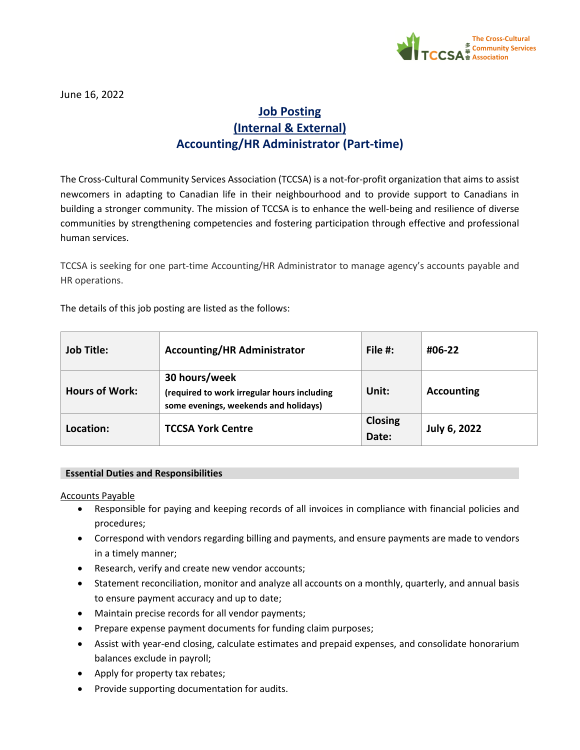The Cross-Cultural Community Services Association

June 16, 2022

# Job Posting
## (Internal & External)
## Accounting/HR Administrator (Part-time)

The Cross-Cultural Community Services Association (TCCSA) is a not-for-profit organization that aims to assist newcomers in adapting to Canadian life in their neighbourhood and to provide support to Canadians in building a stronger community. The mission of TCCSA is to enhance the well-being and resilience of diverse communities by strengthening competencies and fostering participation through effective and professional human services.

TCCSA is seeking for one part-time Accounting/HR Administrator to manage agency's accounts payable and HR operations.

The details of this job posting are listed as the follows:

| Job Title: | Accounting/HR Administrator | File #: | #06-22 |
|---|---|---|---|
| Hours of Work: | 30 hours/week (required to work irregular hours including some evenings, weekends and holidays) | Unit: | Accounting |
| Location: | TCCSA York Centre | Closing Date: | July 6, 2022 |

**Essential Duties and Responsibilities**

Accounts Payable

- Responsible for paying and keeping records of all invoices in compliance with financial policies and procedures;
- Correspond with vendors regarding billing and payments, and ensure payments are made to vendors in a timely manner;
- Research, verify and create new vendor accounts;
- Statement reconciliation, monitor and analyze all accounts on a monthly, quarterly, and annual basis to ensure payment accuracy and up to date;
- Maintain precise records for all vendor payments;
- Prepare expense payment documents for funding claim purposes;
- Assist with year-end closing, calculate estimates and prepaid expenses, and consolidate honorarium balances exclude in payroll;
- Apply for property tax rebates;
- Provide supporting documentation for audits.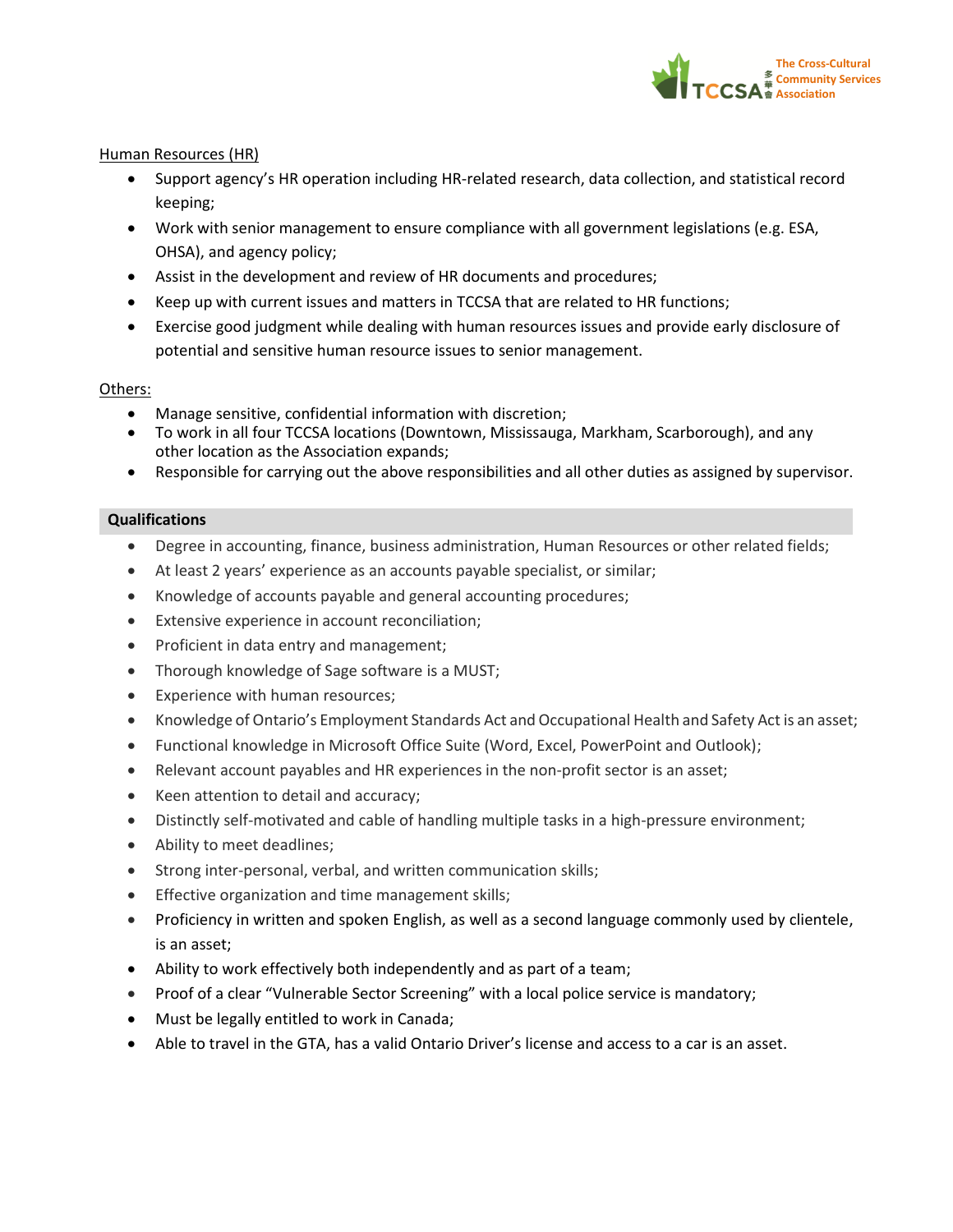Human Resources (HR)

- Support agency's HR operation including HR-related research, data collection, and statistical record keeping;
- Work with senior management to ensure compliance with all government legislations (e.g. ESA, OHSA), and agency policy;
- Assist in the development and review of HR documents and procedures;
- Keep up with current issues and matters in TCCSA that are related to HR functions;
- Exercise good judgment while dealing with human resources issues and provide early disclosure of potential and sensitive human resource issues to senior management.

Others:

- Manage sensitive, confidential information with discretion;
- To work in all four TCCSA locations (Downtown, Mississauga, Markham, Scarborough), and any other location as the Association expands;
- Responsible for carrying out the above responsibilities and all other duties as assigned by supervisor.

## Qualifications

- Degree in accounting, finance, business administration, Human Resources or other related fields;
- At least 2 years' experience as an accounts payable specialist, or similar;
- Knowledge of accounts payable and general accounting procedures;
- Extensive experience in account reconciliation;
- Proficient in data entry and management;
- Thorough knowledge of Sage software is a MUST;
- Experience with human resources;
- Knowledge of Ontario's Employment Standards Act and Occupational Health and Safety Act is an asset;
- Functional knowledge in Microsoft Office Suite (Word, Excel, PowerPoint and Outlook);
- Relevant account payables and HR experiences in the non-profit sector is an asset;
- Keen attention to detail and accuracy;
- Distinctly self-motivated and cable of handling multiple tasks in a high-pressure environment;
- Ability to meet deadlines;
- Strong inter-personal, verbal, and written communication skills;
- Effective organization and time management skills;
- Proficiency in written and spoken English, as well as a second language commonly used by clientele, is an asset;
- Ability to work effectively both independently and as part of a team;
- Proof of a clear "Vulnerable Sector Screening" with a local police service is mandatory;
- Must be legally entitled to work in Canada;
- Able to travel in the GTA, has a valid Ontario Driver's license and access to a car is an asset.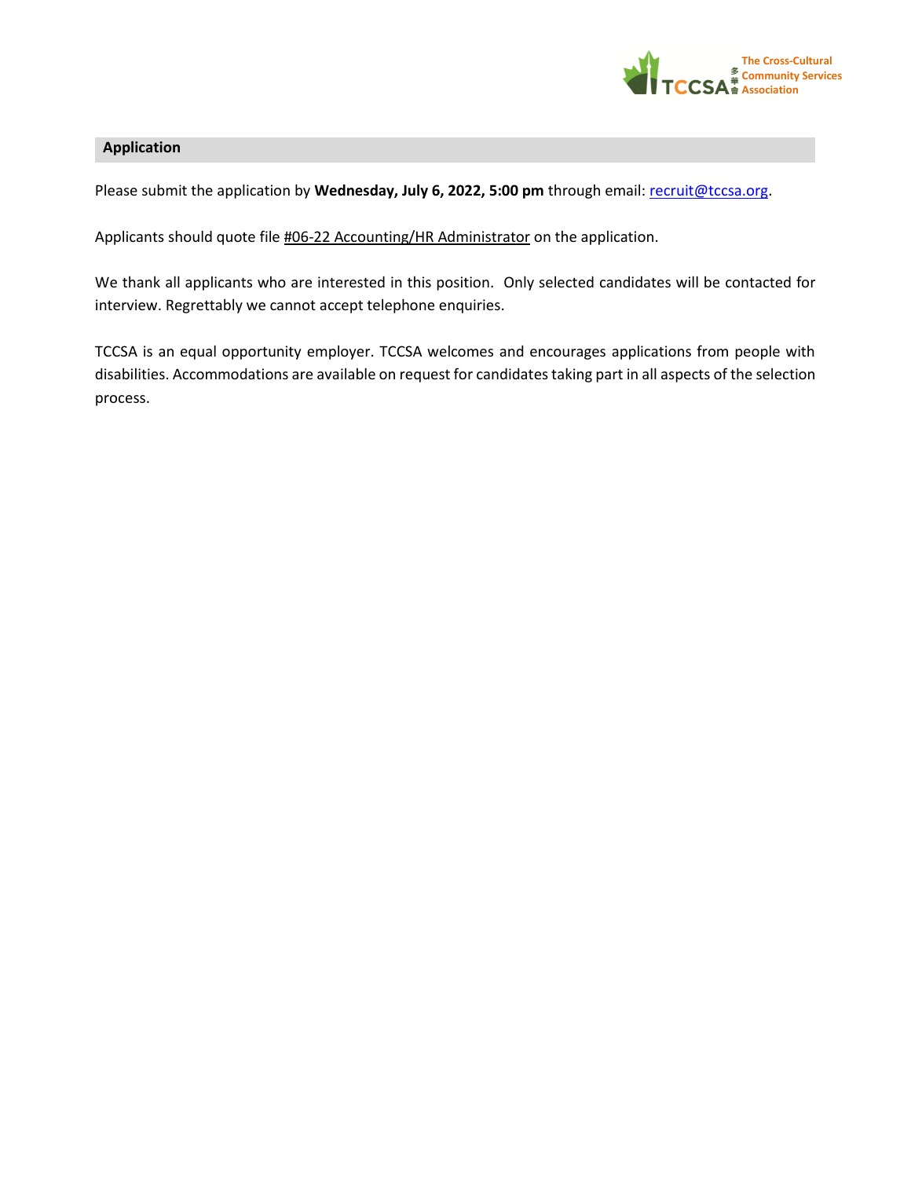## Application

Please submit the application by **Wednesday, July 6, 2022, 5:00 pm** through email: recruit@tccsa.org.

Applicants should quote file #06-22 Accounting/HR Administrator on the application.

We thank all applicants who are interested in this position. Only selected candidates will be contacted for interview. Regrettably we cannot accept telephone enquiries.

TCCSA is an equal opportunity employer. TCCSA welcomes and encourages applications from people with disabilities. Accommodations are available on request for candidates taking part in all aspects of the selection process.